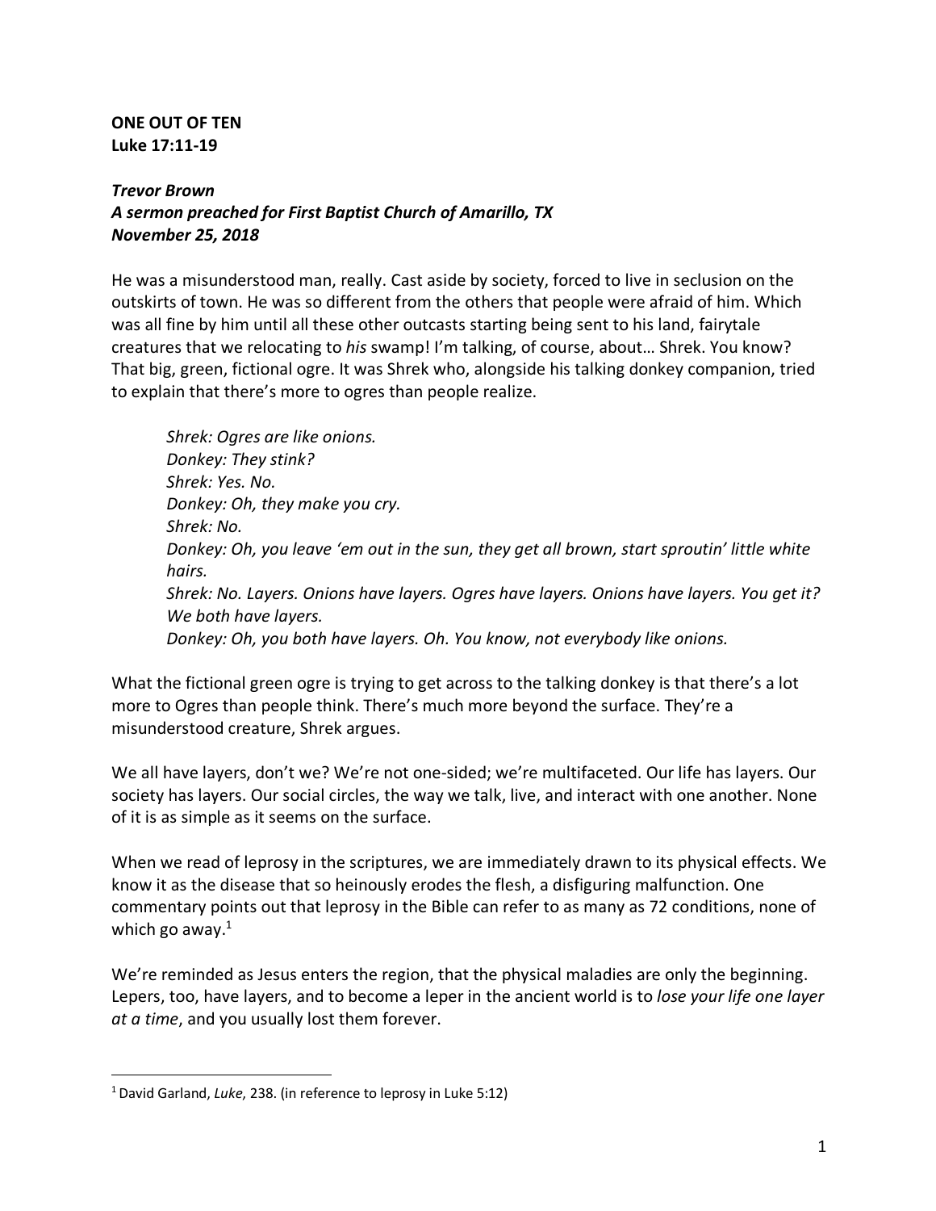**ONE OUT OF TEN**
**Luke 17:11-19**

***Trevor Brown***
***A sermon preached for First Baptist Church of Amarillo, TX***
***November 25, 2018***

He was a misunderstood man, really. Cast aside by society, forced to live in seclusion on the outskirts of town. He was so different from the others that people were afraid of him. Which was all fine by him until all these other outcasts starting being sent to his land, fairytale creatures that we relocating to *his* swamp! I'm talking, of course, about… Shrek. You know? That big, green, fictional ogre. It was Shrek who, alongside his talking donkey companion, tried to explain that there's more to ogres than people realize.

> *Shrek: Ogres are like onions.*
> *Donkey: They stink?*
> *Shrek: Yes. No.*
> *Donkey: Oh, they make you cry.*
> *Shrek: No.*
> *Donkey: Oh, you leave 'em out in the sun, they get all brown, start sproutin' little white hairs.*
> *Shrek: No. Layers. Onions have layers. Ogres have layers. Onions have layers. You get it? We both have layers.*
> *Donkey: Oh, you both have layers. Oh. You know, not everybody like onions.*

What the fictional green ogre is trying to get across to the talking donkey is that there's a lot more to Ogres than people think. There's much more beyond the surface. They're a misunderstood creature, Shrek argues.

We all have layers, don't we? We're not one-sided; we're multifaceted. Our life has layers. Our society has layers. Our social circles, the way we talk, live, and interact with one another. None of it is as simple as it seems on the surface.

When we read of leprosy in the scriptures, we are immediately drawn to its physical effects. We know it as the disease that so heinously erodes the flesh, a disfiguring malfunction. One commentary points out that leprosy in the Bible can refer to as many as 72 conditions, none of which go away.[1]

We're reminded as Jesus enters the region, that the physical maladies are only the beginning. Lepers, too, have layers, and to become a leper in the ancient world is to *lose your life one layer at a time*, and you usually lost them forever.

---

[1] David Garland, *Luke*, 238. (in reference to leprosy in Luke 5:12)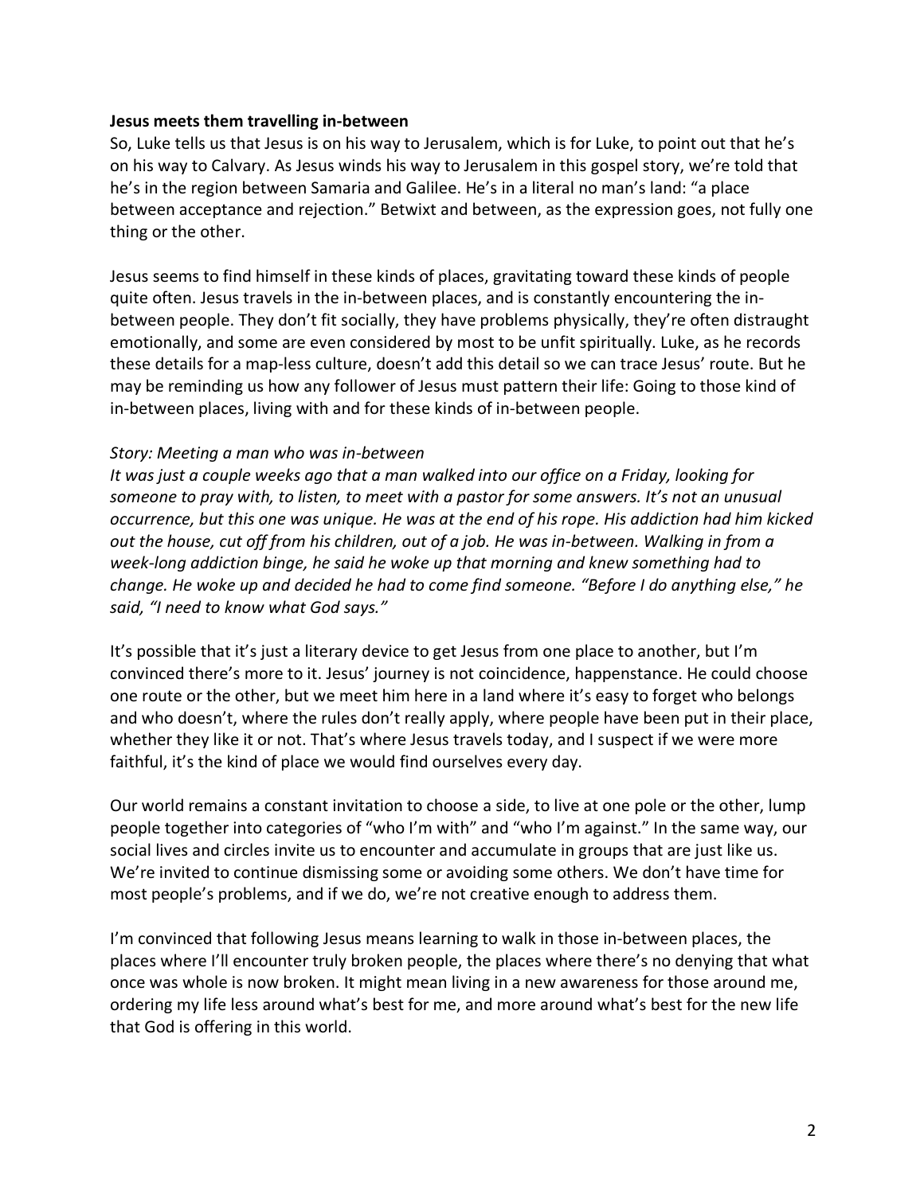**Jesus meets them travelling in-between**

So, Luke tells us that Jesus is on his way to Jerusalem, which is for Luke, to point out that he's on his way to Calvary. As Jesus winds his way to Jerusalem in this gospel story, we're told that he's in the region between Samaria and Galilee. He's in a literal no man's land: "a place between acceptance and rejection." Betwixt and between, as the expression goes, not fully one thing or the other.

Jesus seems to find himself in these kinds of places, gravitating toward these kinds of people quite often. Jesus travels in the in-between places, and is constantly encountering the in-between people. They don't fit socially, they have problems physically, they're often distraught emotionally, and some are even considered by most to be unfit spiritually. Luke, as he records these details for a map-less culture, doesn't add this detail so we can trace Jesus' route. But he may be reminding us how any follower of Jesus must pattern their life: Going to those kind of in-between places, living with and for these kinds of in-between people.

*Story: Meeting a man who was in-between*

*It was just a couple weeks ago that a man walked into our office on a Friday, looking for someone to pray with, to listen, to meet with a pastor for some answers. It's not an unusual occurrence, but this one was unique. He was at the end of his rope. His addiction had him kicked out the house, cut off from his children, out of a job. He was in-between. Walking in from a week-long addiction binge, he said he woke up that morning and knew something had to change. He woke up and decided he had to come find someone. "Before I do anything else," he said, "I need to know what God says."*

It's possible that it's just a literary device to get Jesus from one place to another, but I'm convinced there's more to it. Jesus' journey is not coincidence, happenstance. He could choose one route or the other, but we meet him here in a land where it's easy to forget who belongs and who doesn't, where the rules don't really apply, where people have been put in their place, whether they like it or not. That's where Jesus travels today, and I suspect if we were more faithful, it's the kind of place we would find ourselves every day.

Our world remains a constant invitation to choose a side, to live at one pole or the other, lump people together into categories of "who I'm with" and "who I'm against." In the same way, our social lives and circles invite us to encounter and accumulate in groups that are just like us. We're invited to continue dismissing some or avoiding some others. We don't have time for most people's problems, and if we do, we're not creative enough to address them.

I'm convinced that following Jesus means learning to walk in those in-between places, the places where I'll encounter truly broken people, the places where there's no denying that what once was whole is now broken. It might mean living in a new awareness for those around me, ordering my life less around what's best for me, and more around what's best for the new life that God is offering in this world.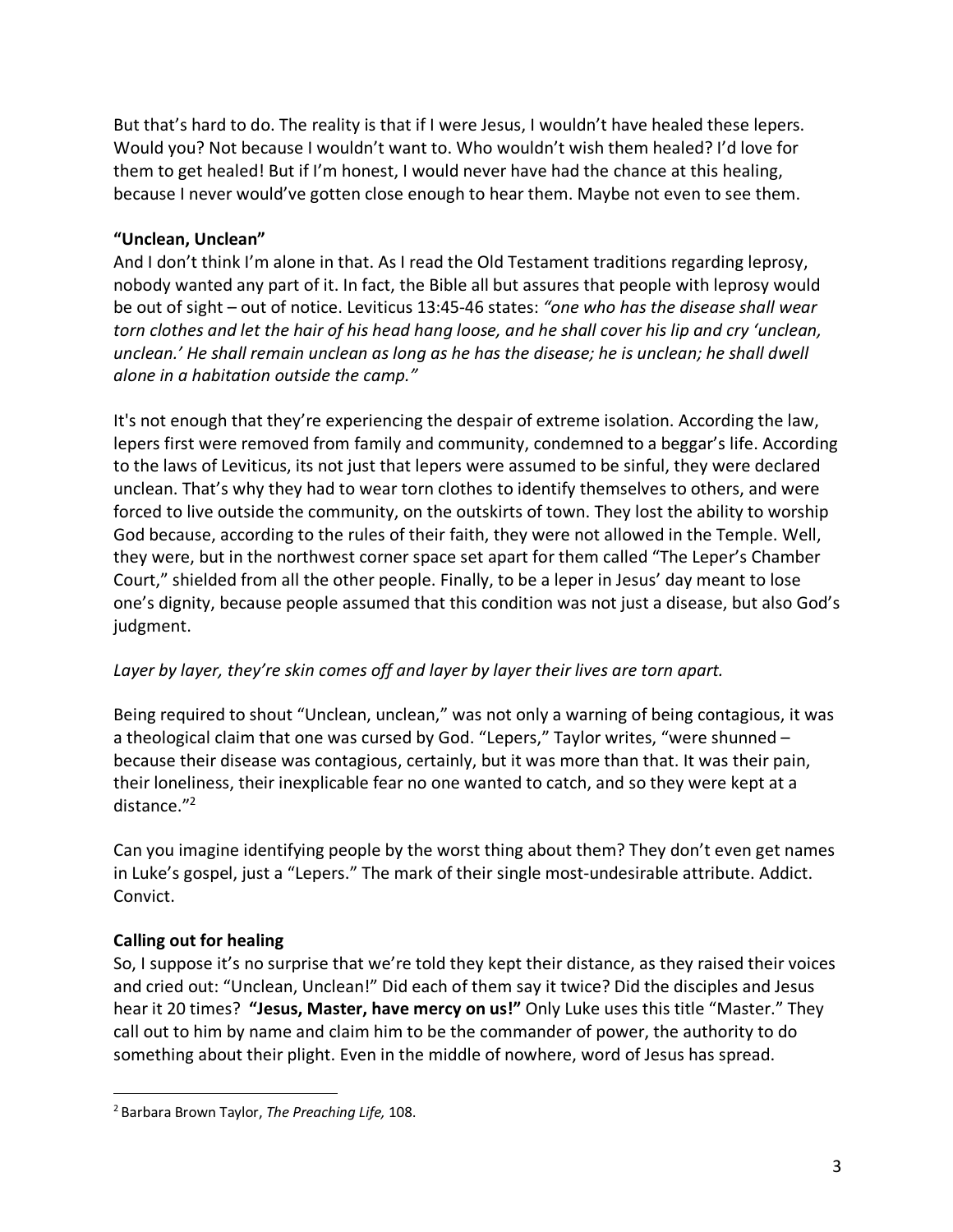But that's hard to do. The reality is that if I were Jesus, I wouldn't have healed these lepers. Would you? Not because I wouldn't want to. Who wouldn't wish them healed? I'd love for them to get healed! But if I'm honest, I would never have had the chance at this healing, because I never would've gotten close enough to hear them. Maybe not even to see them.

**"Unclean, Unclean"**

And I don't think I'm alone in that. As I read the Old Testament traditions regarding leprosy, nobody wanted any part of it. In fact, the Bible all but assures that people with leprosy would be out of sight – out of notice. Leviticus 13:45-46 states: *"one who has the disease shall wear torn clothes and let the hair of his head hang loose, and he shall cover his lip and cry 'unclean, unclean.' He shall remain unclean as long as he has the disease; he is unclean; he shall dwell alone in a habitation outside the camp."*

It's not enough that they're experiencing the despair of extreme isolation. According the law, lepers first were removed from family and community, condemned to a beggar's life. According to the laws of Leviticus, its not just that lepers were assumed to be sinful, they were declared unclean. That's why they had to wear torn clothes to identify themselves to others, and were forced to live outside the community, on the outskirts of town. They lost the ability to worship God because, according to the rules of their faith, they were not allowed in the Temple. Well, they were, but in the northwest corner space set apart for them called "The Leper's Chamber Court," shielded from all the other people. Finally, to be a leper in Jesus' day meant to lose one's dignity, because people assumed that this condition was not just a disease, but also God's judgment.

*Layer by layer, they're skin comes off and layer by layer their lives are torn apart.*

Being required to shout "Unclean, unclean," was not only a warning of being contagious, it was a theological claim that one was cursed by God. "Lepers," Taylor writes, "were shunned – because their disease was contagious, certainly, but it was more than that. It was their pain, their loneliness, their inexplicable fear no one wanted to catch, and so they were kept at a distance."[2]

Can you imagine identifying people by the worst thing about them? They don't even get names in Luke's gospel, just a "Lepers." The mark of their single most-undesirable attribute. Addict. Convict.

**Calling out for healing**

So, I suppose it's no surprise that we're told they kept their distance, as they raised their voices and cried out: "Unclean, Unclean!" Did each of them say it twice? Did the disciples and Jesus hear it 20 times? **"Jesus, Master, have mercy on us!"** Only Luke uses this title "Master." They call out to him by name and claim him to be the commander of power, the authority to do something about their plight. Even in the middle of nowhere, word of Jesus has spread.

---

[2] Barbara Brown Taylor, *The Preaching Life,* 108.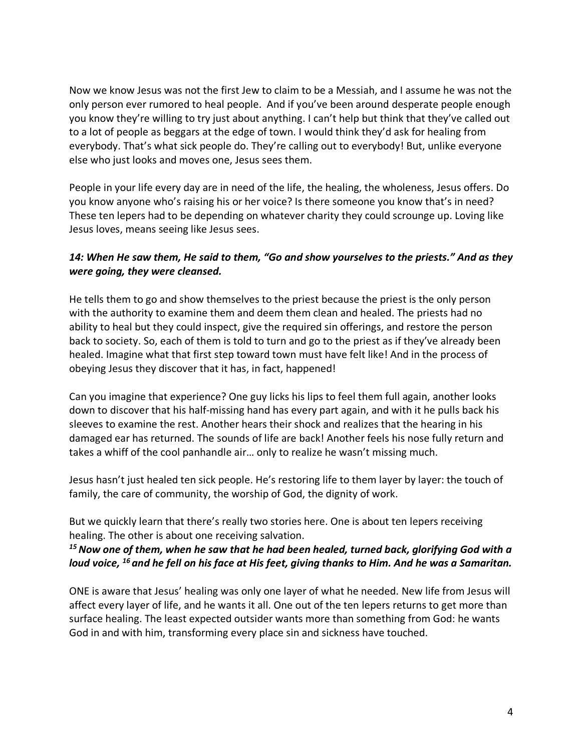Now we know Jesus was not the first Jew to claim to be a Messiah, and I assume he was not the only person ever rumored to heal people. And if you've been around desperate people enough you know they're willing to try just about anything. I can't help but think that they've called out to a lot of people as beggars at the edge of town. I would think they'd ask for healing from everybody. That's what sick people do. They're calling out to everybody! But, unlike everyone else who just looks and moves one, Jesus sees them.

People in your life every day are in need of the life, the healing, the wholeness, Jesus offers. Do you know anyone who's raising his or her voice? Is there someone you know that's in need? These ten lepers had to be depending on whatever charity they could scrounge up. Loving like Jesus loves, means seeing like Jesus sees.

***14: When He saw them, He said to them, "Go and show yourselves to the priests." And as they were going, they were cleansed.***

He tells them to go and show themselves to the priest because the priest is the only person with the authority to examine them and deem them clean and healed. The priests had no ability to heal but they could inspect, give the required sin offerings, and restore the person back to society. So, each of them is told to turn and go to the priest as if they've already been healed. Imagine what that first step toward town must have felt like! And in the process of obeying Jesus they discover that it has, in fact, happened!

Can you imagine that experience? One guy licks his lips to feel them full again, another looks down to discover that his half-missing hand has every part again, and with it he pulls back his sleeves to examine the rest. Another hears their shock and realizes that the hearing in his damaged ear has returned. The sounds of life are back! Another feels his nose fully return and takes a whiff of the cool panhandle air… only to realize he wasn't missing much.

Jesus hasn't just healed ten sick people. He's restoring life to them layer by layer: the touch of family, the care of community, the worship of God, the dignity of work.

But we quickly learn that there's really two stories here. One is about ten lepers receiving healing. The other is about one receiving salvation.
***15 Now one of them, when he saw that he had been healed, turned back, glorifying God with a loud voice, 16 and he fell on his face at His feet, giving thanks to Him. And he was a Samaritan.***

ONE is aware that Jesus' healing was only one layer of what he needed. New life from Jesus will affect every layer of life, and he wants it all. One out of the ten lepers returns to get more than surface healing. The least expected outsider wants more than something from God: he wants God in and with him, transforming every place sin and sickness have touched.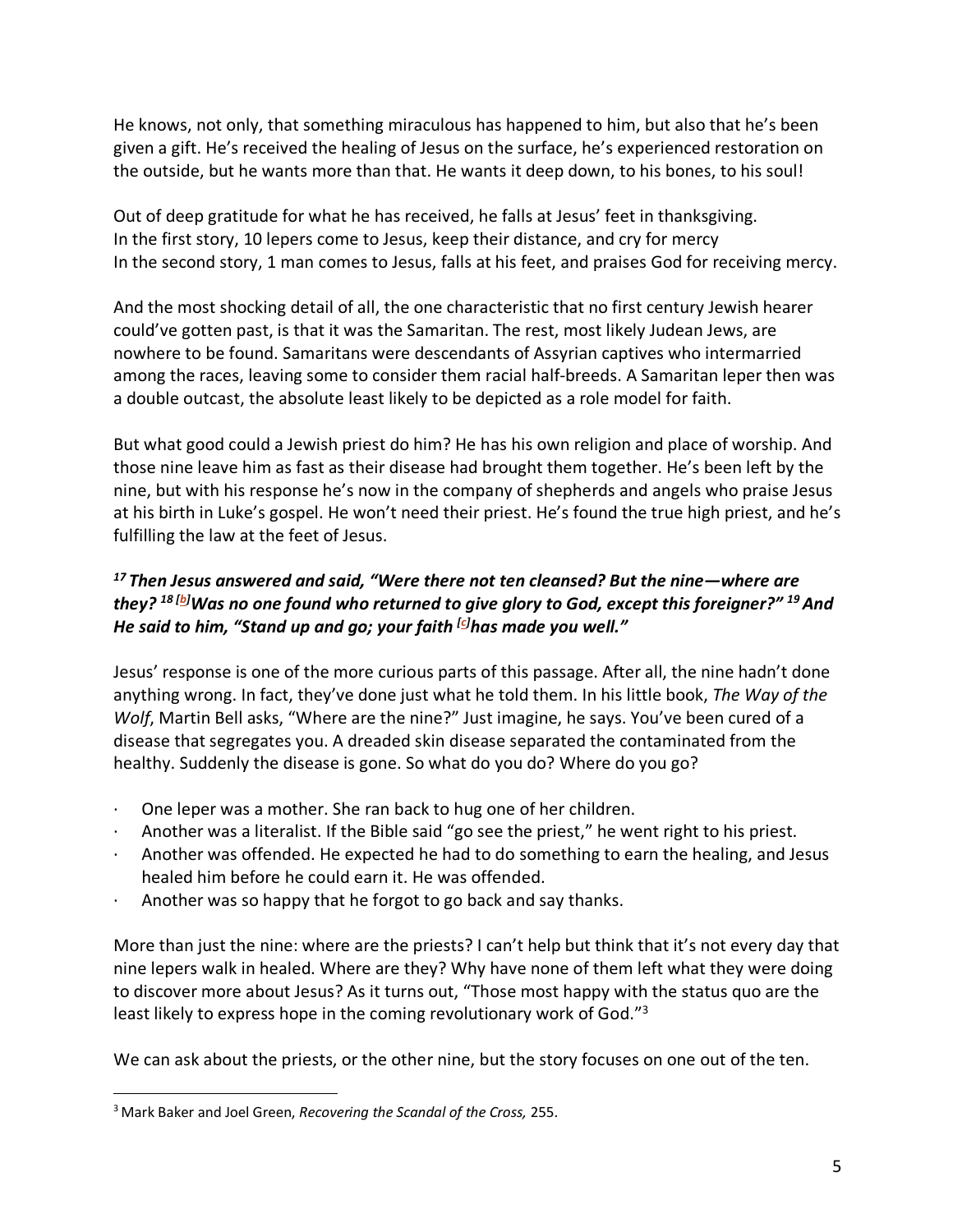He knows, not only, that something miraculous has happened to him, but also that he's been given a gift. He's received the healing of Jesus on the surface, he's experienced restoration on the outside, but he wants more than that. He wants it deep down, to his bones, to his soul!

Out of deep gratitude for what he has received, he falls at Jesus' feet in thanksgiving.
In the first story, 10 lepers come to Jesus, keep their distance, and cry for mercy
In the second story, 1 man comes to Jesus, falls at his feet, and praises God for receiving mercy.

And the most shocking detail of all, the one characteristic that no first century Jewish hearer could've gotten past, is that it was the Samaritan. The rest, most likely Judean Jews, are nowhere to be found. Samaritans were descendants of Assyrian captives who intermarried among the races, leaving some to consider them racial half-breeds. A Samaritan leper then was a double outcast, the absolute least likely to be depicted as a role model for faith.

But what good could a Jewish priest do him? He has his own religion and place of worship. And those nine leave him as fast as their disease had brought them together. He's been left by the nine, but with his response he's now in the company of shepherds and angels who praise Jesus at his birth in Luke's gospel. He won't need their priest. He's found the true high priest, and he's fulfilling the law at the feet of Jesus.

***[17] Then Jesus answered and said, "Were there not ten cleansed? But the nine—where are they? [18] [b]Was no one found who returned to give glory to God, except this foreigner?" [19] And He said to him, "Stand up and go; your faith [c]has made you well."***

Jesus' response is one of the more curious parts of this passage. After all, the nine hadn't done anything wrong. In fact, they've done just what he told them. In his little book, *The Way of the Wolf*, Martin Bell asks, "Where are the nine?" Just imagine, he says. You've been cured of a disease that segregates you. A dreaded skin disease separated the contaminated from the healthy. Suddenly the disease is gone. So what do you do? Where do you go?

- One leper was a mother. She ran back to hug one of her children.
- Another was a literalist. If the Bible said "go see the priest," he went right to his priest.
- Another was offended. He expected he had to do something to earn the healing, and Jesus healed him before he could earn it. He was offended.
- Another was so happy that he forgot to go back and say thanks.

More than just the nine: where are the priests? I can't help but think that it's not every day that nine lepers walk in healed. Where are they? Why have none of them left what they were doing to discover more about Jesus? As it turns out, "Those most happy with the status quo are the least likely to express hope in the coming revolutionary work of God."[3]

We can ask about the priests, or the other nine, but the story focuses on one out of the ten.

---

[3] Mark Baker and Joel Green, *Recovering the Scandal of the Cross,* 255.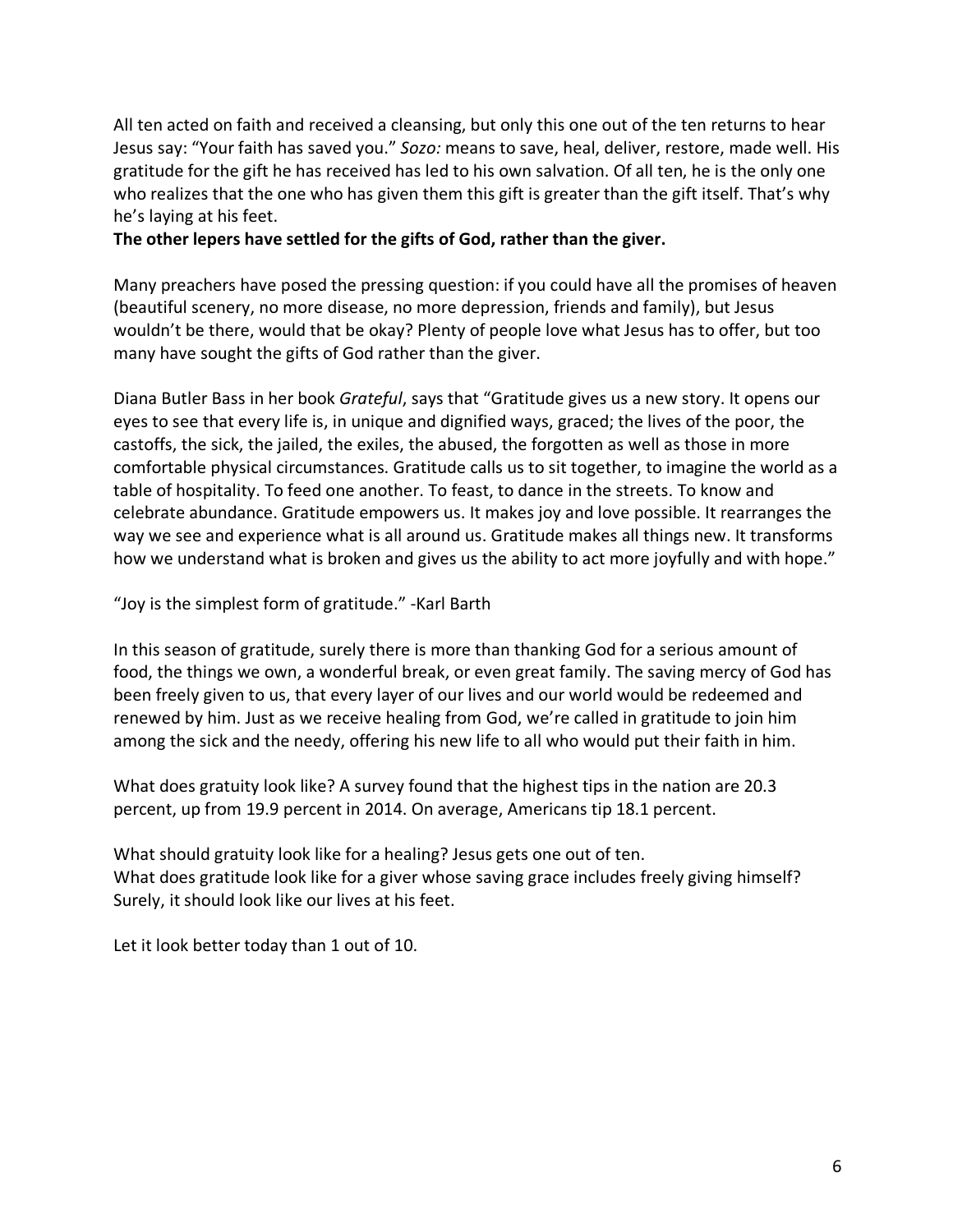All ten acted on faith and received a cleansing, but only this one out of the ten returns to hear Jesus say: "Your faith has saved you." *Sozo:* means to save, heal, deliver, restore, made well. His gratitude for the gift he has received has led to his own salvation. Of all ten, he is the only one who realizes that the one who has given them this gift is greater than the gift itself. That's why he's laying at his feet.

**The other lepers have settled for the gifts of God, rather than the giver.**

Many preachers have posed the pressing question: if you could have all the promises of heaven (beautiful scenery, no more disease, no more depression, friends and family), but Jesus wouldn't be there, would that be okay? Plenty of people love what Jesus has to offer, but too many have sought the gifts of God rather than the giver.

Diana Butler Bass in her book *Grateful*, says that "Gratitude gives us a new story. It opens our eyes to see that every life is, in unique and dignified ways, graced; the lives of the poor, the castoffs, the sick, the jailed, the exiles, the abused, the forgotten as well as those in more comfortable physical circumstances. Gratitude calls us to sit together, to imagine the world as a table of hospitality. To feed one another. To feast, to dance in the streets. To know and celebrate abundance. Gratitude empowers us. It makes joy and love possible. It rearranges the way we see and experience what is all around us. Gratitude makes all things new. It transforms how we understand what is broken and gives us the ability to act more joyfully and with hope."

"Joy is the simplest form of gratitude." -Karl Barth

In this season of gratitude, surely there is more than thanking God for a serious amount of food, the things we own, a wonderful break, or even great family. The saving mercy of God has been freely given to us, that every layer of our lives and our world would be redeemed and renewed by him. Just as we receive healing from God, we're called in gratitude to join him among the sick and the needy, offering his new life to all who would put their faith in him.

What does gratuity look like? A survey found that the highest tips in the nation are 20.3 percent, up from 19.9 percent in 2014. On average, Americans tip 18.1 percent.

What should gratuity look like for a healing? Jesus gets one out of ten.
What does gratitude look like for a giver whose saving grace includes freely giving himself? Surely, it should look like our lives at his feet.

Let it look better today than 1 out of 10.